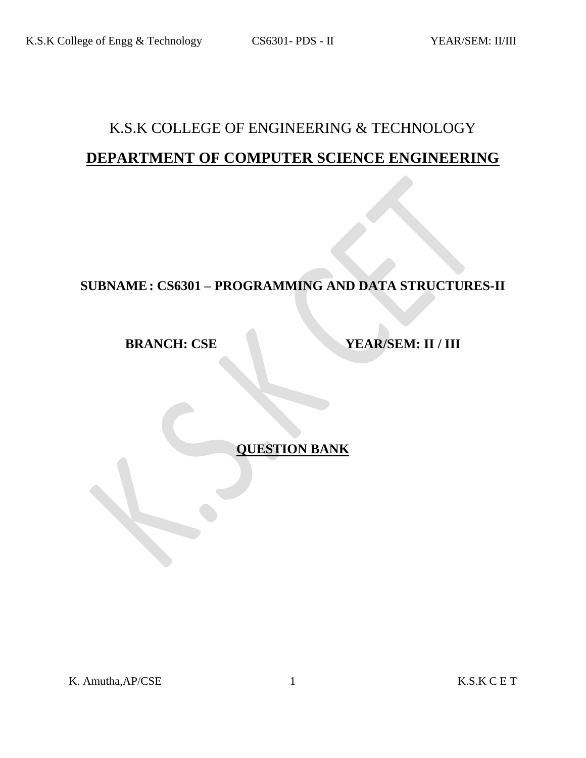# K.S.K COLLEGE OF ENGINEERING & TECHNOLOGY

## DEPARTMENT OF COMPUTER SCIENCE ENGINEERING

**SUBNAME : CS6301 – PROGRAMMING AND DATA STRUCTURES-II**

**BRANCH: CSE** **YEAR/SEM: II / III**

## QUESTION BANK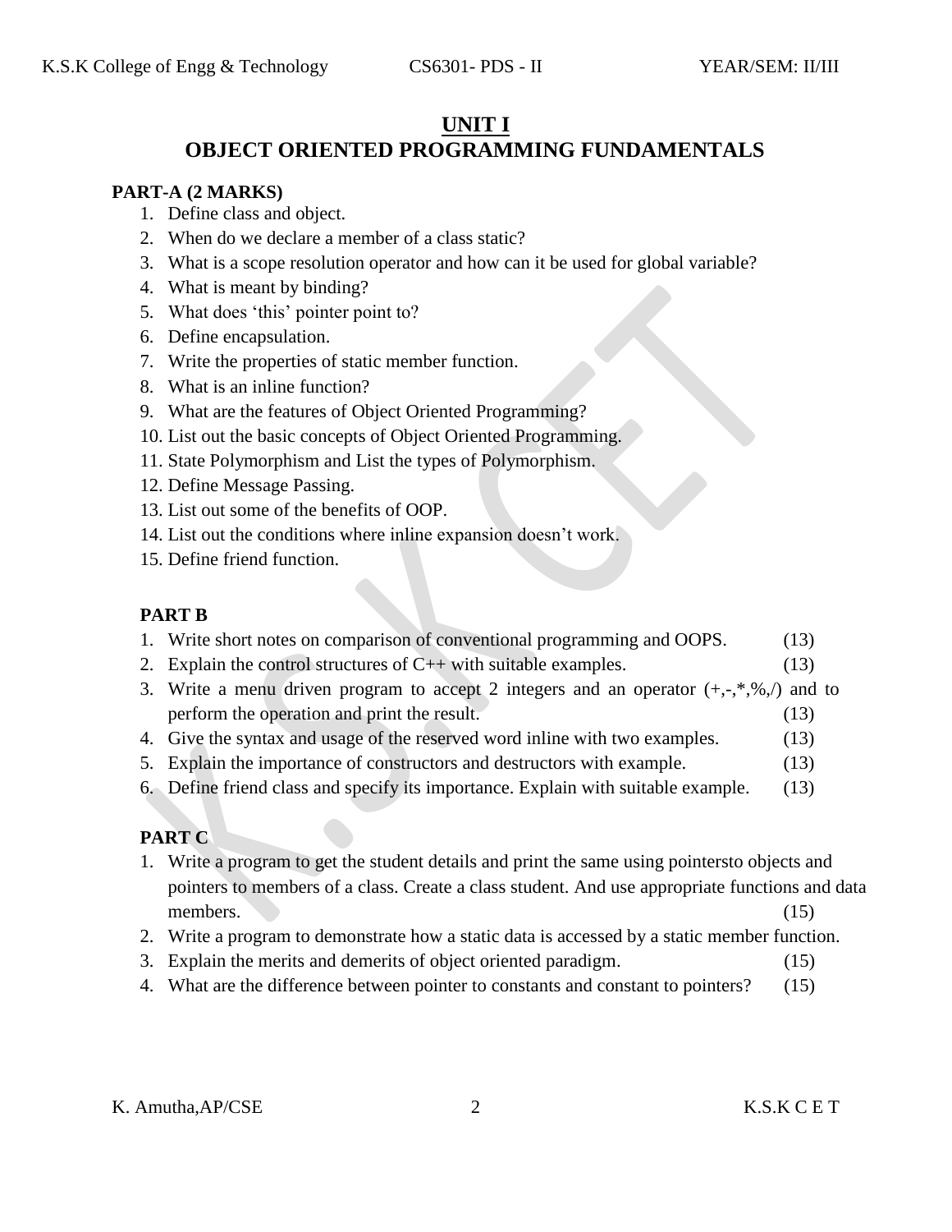# UNIT I
# OBJECT ORIENTED PROGRAMMING FUNDAMENTALS

**PART-A (2 MARKS)**

1. Define class and object.
2. When do we declare a member of a class static?
3. What is a scope resolution operator and how can it be used for global variable?
4. What is meant by binding?
5. What does 'this' pointer point to?
6. Define encapsulation.
7. Write the properties of static member function.
8. What is an inline function?
9. What are the features of Object Oriented Programming?
10. List out the basic concepts of Object Oriented Programming.
11. State Polymorphism and List the types of Polymorphism.
12. Define Message Passing.
13. List out some of the benefits of OOP.
14. List out the conditions where inline expansion doesn't work.
15. Define friend function.

**PART B**

1. Write short notes on comparison of conventional programming and OOPS. (13)
2. Explain the control structures of C++ with suitable examples. (13)
3. Write a menu driven program to accept 2 integers and an operator (+,-,*,%,/) and to perform the operation and print the result. (13)
4. Give the syntax and usage of the reserved word inline with two examples. (13)
5. Explain the importance of constructors and destructors with example. (13)
6. Define friend class and specify its importance. Explain with suitable example. (13)

**PART C**

1. Write a program to get the student details and print the same using pointersto objects and pointers to members of a class. Create a class student. And use appropriate functions and data members. (15)
2. Write a program to demonstrate how a static data is accessed by a static member function.
3. Explain the merits and demerits of object oriented paradigm. (15)
4. What are the difference between pointer to constants and constant to pointers? (15)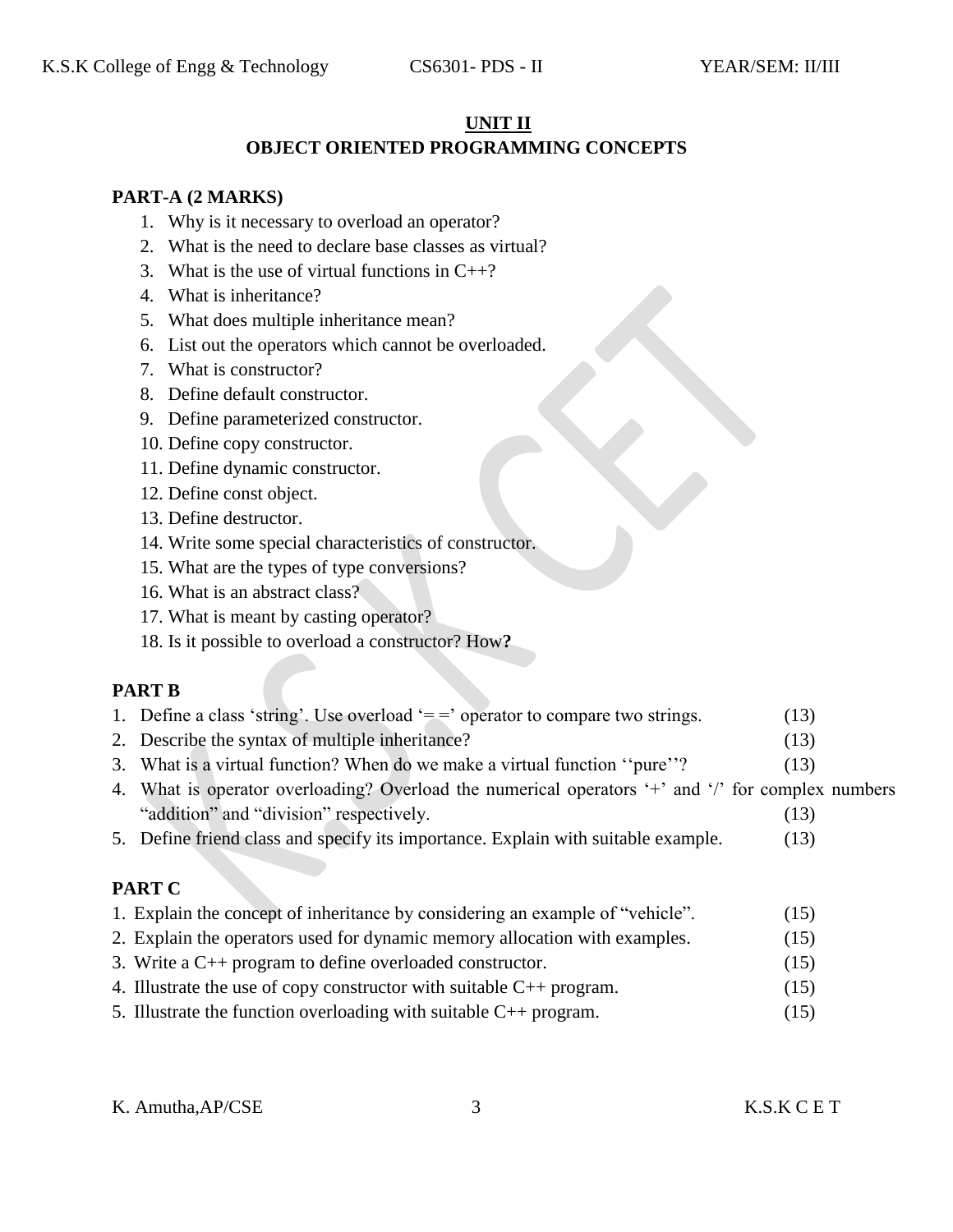## UNIT II

## OBJECT ORIENTED PROGRAMMING CONCEPTS

### PART-A (2 MARKS)

1. Why is it necessary to overload an operator?
2. What is the need to declare base classes as virtual?
3. What is the use of virtual functions in C++?
4. What is inheritance?
5. What does multiple inheritance mean?
6. List out the operators which cannot be overloaded.
7. What is constructor?
8. Define default constructor.
9. Define parameterized constructor.
10. Define copy constructor.
11. Define dynamic constructor.
12. Define const object.
13. Define destructor.
14. Write some special characteristics of constructor.
15. What are the types of type conversions?
16. What is an abstract class?
17. What is meant by casting operator?
18. Is it possible to overload a constructor? How**?**

### PART B

1. Define a class 'string'. Use overload '= =' operator to compare two strings. (13)
2. Describe the syntax of multiple inheritance? (13)
3. What is a virtual function? When do we make a virtual function ''pure''? (13)
4. What is operator overloading? Overload the numerical operators '+' and '/' for complex numbers "addition" and "division" respectively. (13)
5. Define friend class and specify its importance. Explain with suitable example. (13)

### PART C

1. Explain the concept of inheritance by considering an example of "vehicle". (15)
2. Explain the operators used for dynamic memory allocation with examples. (15)
3. Write a C++ program to define overloaded constructor. (15)
4. Illustrate the use of copy constructor with suitable C++ program. (15)
5. Illustrate the function overloading with suitable C++ program. (15)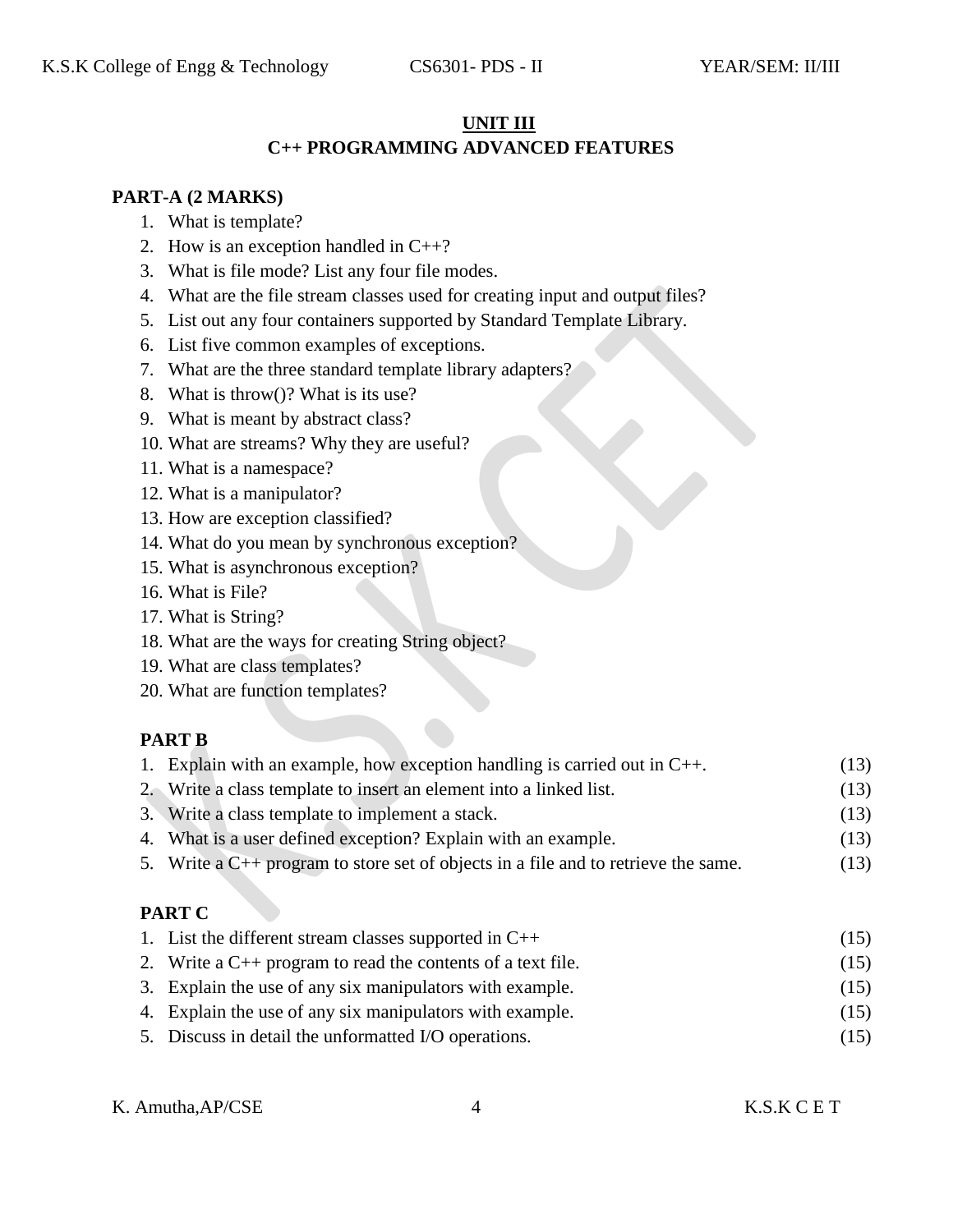## UNIT III
## C++ PROGRAMMING ADVANCED FEATURES

**PART-A (2 MARKS)**

1. What is template?
2. How is an exception handled in C++?
3. What is file mode? List any four file modes.
4. What are the file stream classes used for creating input and output files?
5. List out any four containers supported by Standard Template Library.
6. List five common examples of exceptions.
7. What are the three standard template library adapters?
8. What is throw()? What is its use?
9. What is meant by abstract class?
10. What are streams? Why they are useful?
11. What is a namespace?
12. What is a manipulator?
13. How are exception classified?
14. What do you mean by synchronous exception?
15. What is asynchronous exception?
16. What is File?
17. What is String?
18. What are the ways for creating String object?
19. What are class templates?
20. What are function templates?

**PART B**

1. Explain with an example, how exception handling is carried out in C++. (13)
2. Write a class template to insert an element into a linked list. (13)
3. Write a class template to implement a stack. (13)
4. What is a user defined exception? Explain with an example. (13)
5. Write a C++ program to store set of objects in a file and to retrieve the same. (13)

**PART C**

1. List the different stream classes supported in C++ (15)
2. Write a C++ program to read the contents of a text file. (15)
3. Explain the use of any six manipulators with example. (15)
4. Explain the use of any six manipulators with example. (15)
5. Discuss in detail the unformatted I/O operations. (15)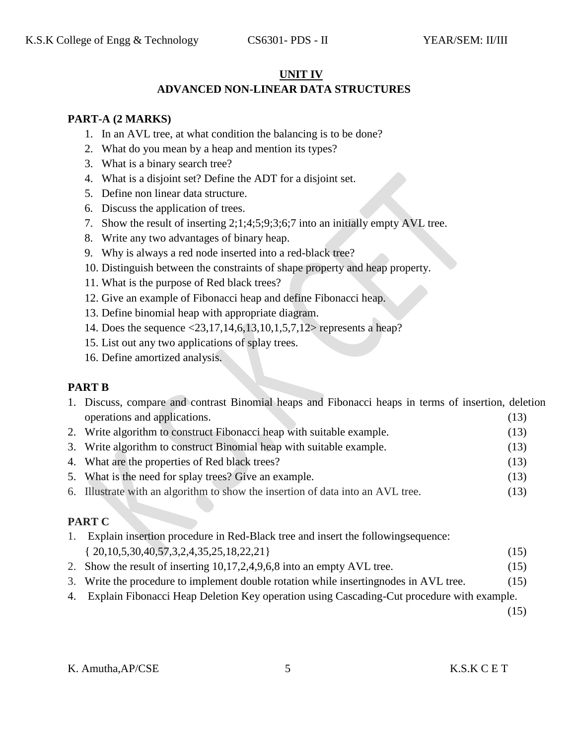## UNIT IV

## ADVANCED NON-LINEAR DATA STRUCTURES

**PART-A (2 MARKS)**

1. In an AVL tree, at what condition the balancing is to be done?
2. What do you mean by a heap and mention its types?
3. What is a binary search tree?
4. What is a disjoint set? Define the ADT for a disjoint set.
5. Define non linear data structure.
6. Discuss the application of trees.
7. Show the result of inserting 2;1;4;5;9;3;6;7 into an initially empty AVL tree.
8. Write any two advantages of binary heap.
9. Why is always a red node inserted into a red-black tree?
10. Distinguish between the constraints of shape property and heap property.
11. What is the purpose of Red black trees?
12. Give an example of Fibonacci heap and define Fibonacci heap.
13. Define binomial heap with appropriate diagram.
14. Does the sequence <23,17,14,6,13,10,1,5,7,12> represents a heap?
15. List out any two applications of splay trees.
16. Define amortized analysis.

**PART B**

1. Discuss, compare and contrast Binomial heaps and Fibonacci heaps in terms of insertion, deletion operations and applications. (13)
2. Write algorithm to construct Fibonacci heap with suitable example. (13)
3. Write algorithm to construct Binomial heap with suitable example. (13)
4. What are the properties of Red black trees? (13)
5. What is the need for splay trees? Give an example. (13)
6. Illustrate with an algorithm to show the insertion of data into an AVL tree. (13)

**PART C**

1. Explain insertion procedure in Red-Black tree and insert the followingsequence: { 20,10,5,30,40,57,3,2,4,35,25,18,22,21} (15)
2. Show the result of inserting 10,17,2,4,9,6,8 into an empty AVL tree. (15)
3. Write the procedure to implement double rotation while insertingnodes in AVL tree. (15)
4. Explain Fibonacci Heap Deletion Key operation using Cascading-Cut procedure with example. (15)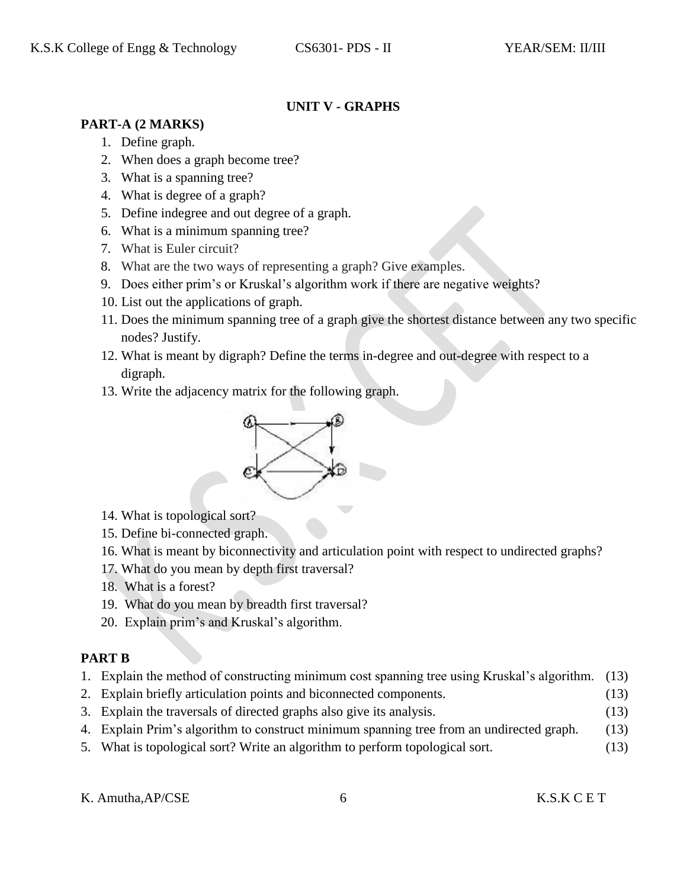## UNIT V - GRAPHS

### PART-A (2 MARKS)

1. Define graph.
2. When does a graph become tree?
3. What is a spanning tree?
4. What is degree of a graph?
5. Define indegree and out degree of a graph.
6. What is a minimum spanning tree?
7. What is Euler circuit?
8. What are the two ways of representing a graph? Give examples.
9. Does either prim's or Kruskal's algorithm work if there are negative weights?
10. List out the applications of graph.
11. Does the minimum spanning tree of a graph give the shortest distance between any two specific nodes? Justify.
12. What is meant by digraph? Define the terms in-degree and out-degree with respect to a digraph.
13. Write the adjacency matrix for the following graph.
14. What is topological sort?
15. Define bi-connected graph.
16. What is meant by biconnectivity and articulation point with respect to undirected graphs?
17. What do you mean by depth first traversal?
18. What is a forest?
19. What do you mean by breadth first traversal?
20. Explain prim's and Kruskal's algorithm.

### PART B

1. Explain the method of constructing minimum cost spanning tree using Kruskal's algorithm. (13)
2. Explain briefly articulation points and biconnected components. (13)
3. Explain the traversals of directed graphs also give its analysis. (13)
4. Explain Prim's algorithm to construct minimum spanning tree from an undirected graph. (13)
5. What is topological sort? Write an algorithm to perform topological sort. (13)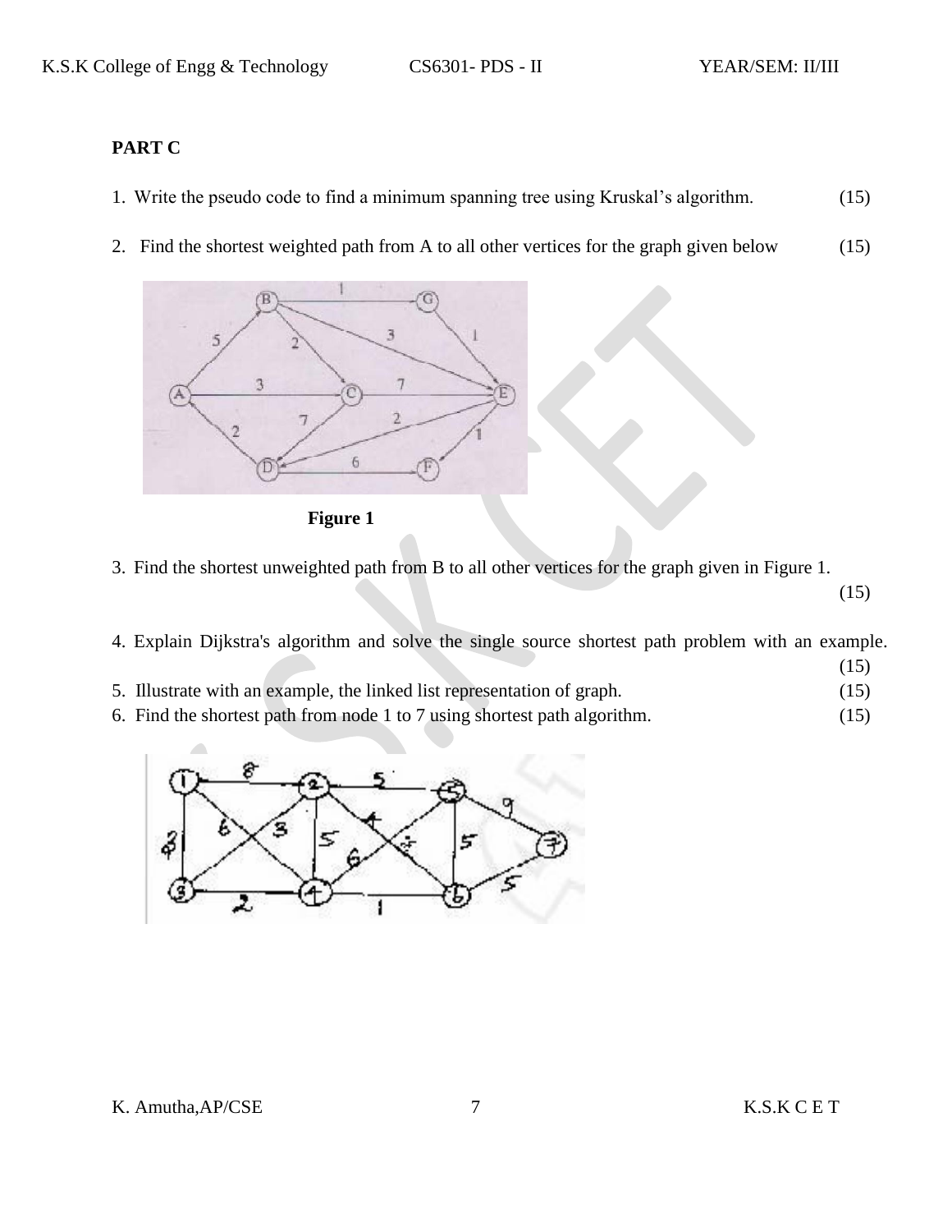## PART C

1. Write the pseudo code to find a minimum spanning tree using Kruskal's algorithm. (15)

2. Find the shortest weighted path from A to all other vertices for the graph given below (15)

**Figure 1**

3. Find the shortest unweighted path from B to all other vertices for the graph given in Figure 1. (15)

4. Explain Dijkstra's algorithm and solve the single source shortest path problem with an example. (15)

5. Illustrate with an example, the linked list representation of graph. (15)

6. Find the shortest path from node 1 to 7 using shortest path algorithm. (15)